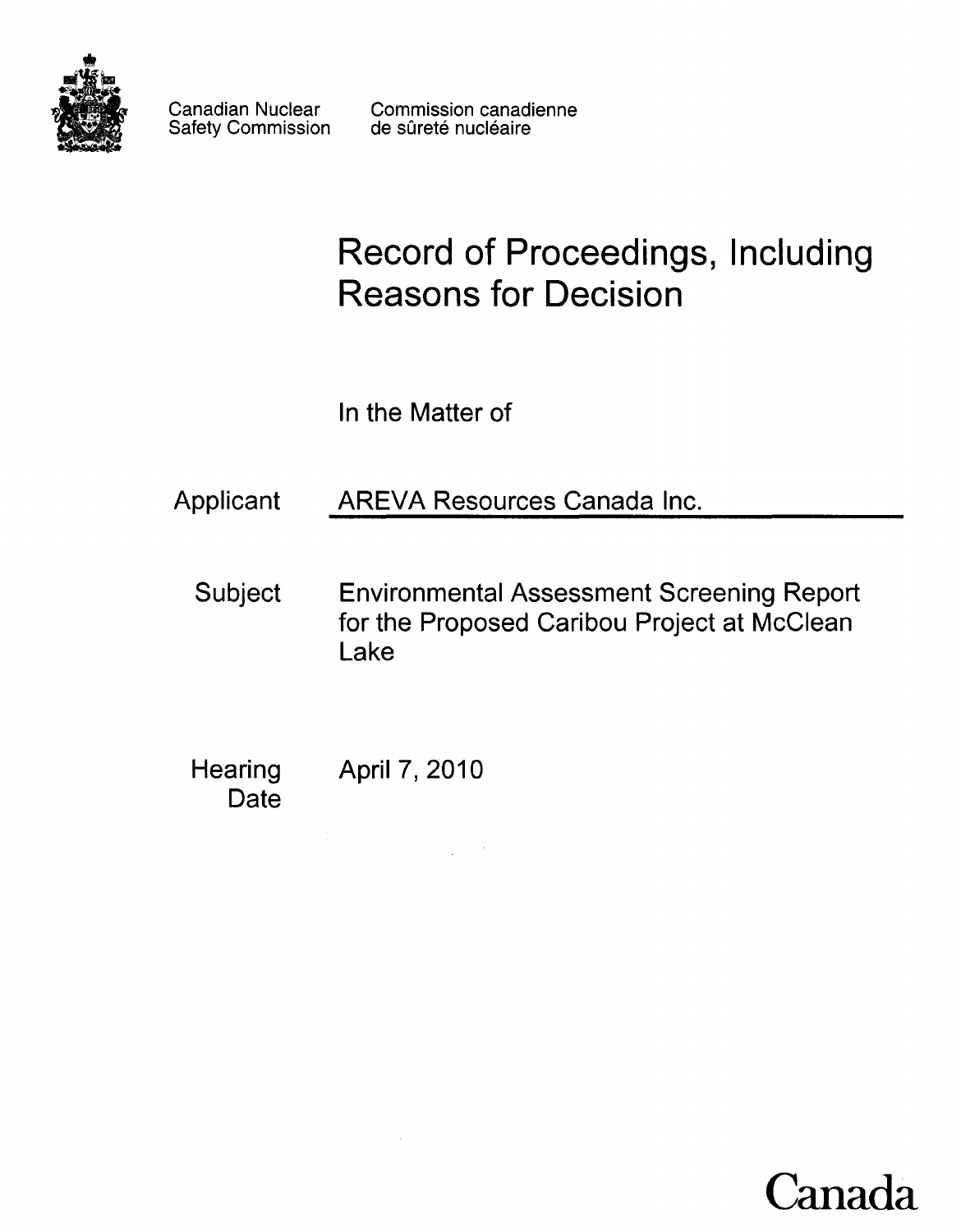Canadian Nuclear Safety Commission

Commission canadienne de sûreté nucléaire

# Record of Proceedings, Including Reasons for Decision

In the Matter of

Applicant: AREVA Resources Canada Inc.

Subject: Environmental Assessment Screening Report for the Proposed Caribou Project at McClean Lake

Hearing Date: April 7, 2010

Canada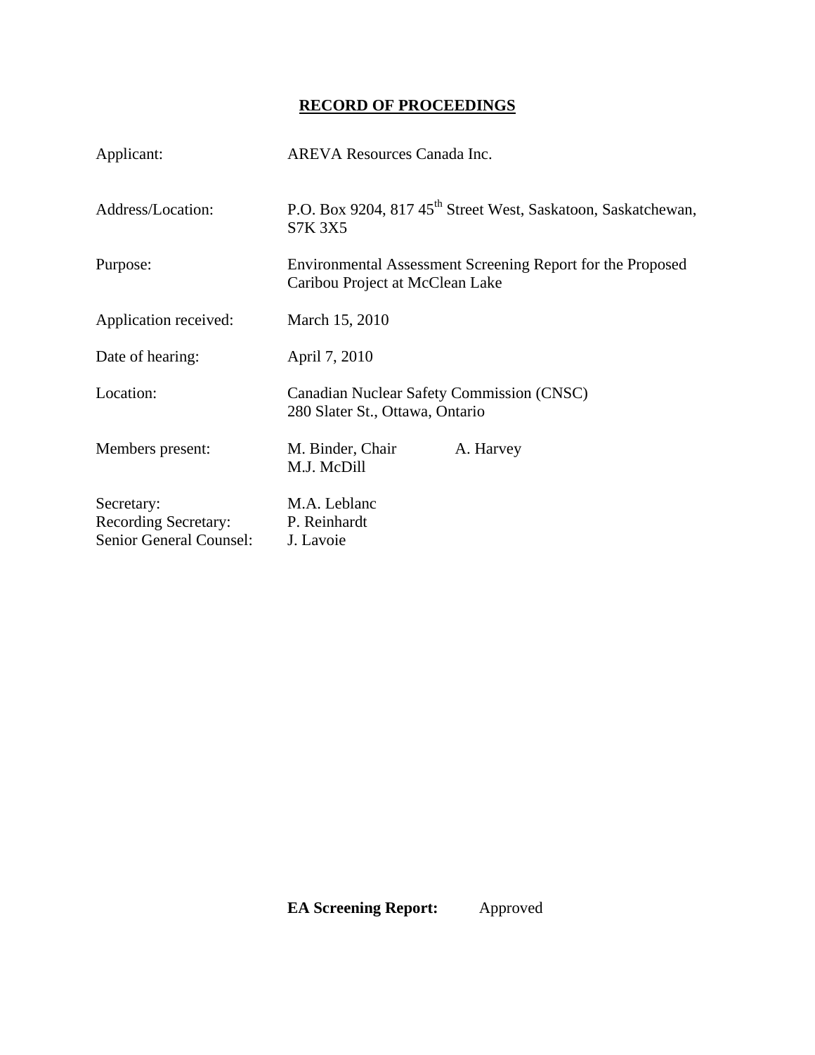# RECORD OF PROCEEDINGS

| | |
|---|---|
| Applicant: | AREVA Resources Canada Inc. |
| Address/Location: | P.O. Box 9204, 817 45th Street West, Saskatoon, Saskatchewan, S7K 3X5 |
| Purpose: | Environmental Assessment Screening Report for the Proposed Caribou Project at McClean Lake |
| Application received: | March 15, 2010 |
| Date of hearing: | April 7, 2010 |
| Location: | Canadian Nuclear Safety Commission (CNSC)<br>280 Slater St., Ottawa, Ontario |
| Members present: | M. Binder, Chair; A. Harvey; M.J. McDill |
| Secretary: | M.A. Leblanc |
| Recording Secretary: | P. Reinhardt |
| Senior General Counsel: | J. Lavoie |

**EA Screening Report:** Approved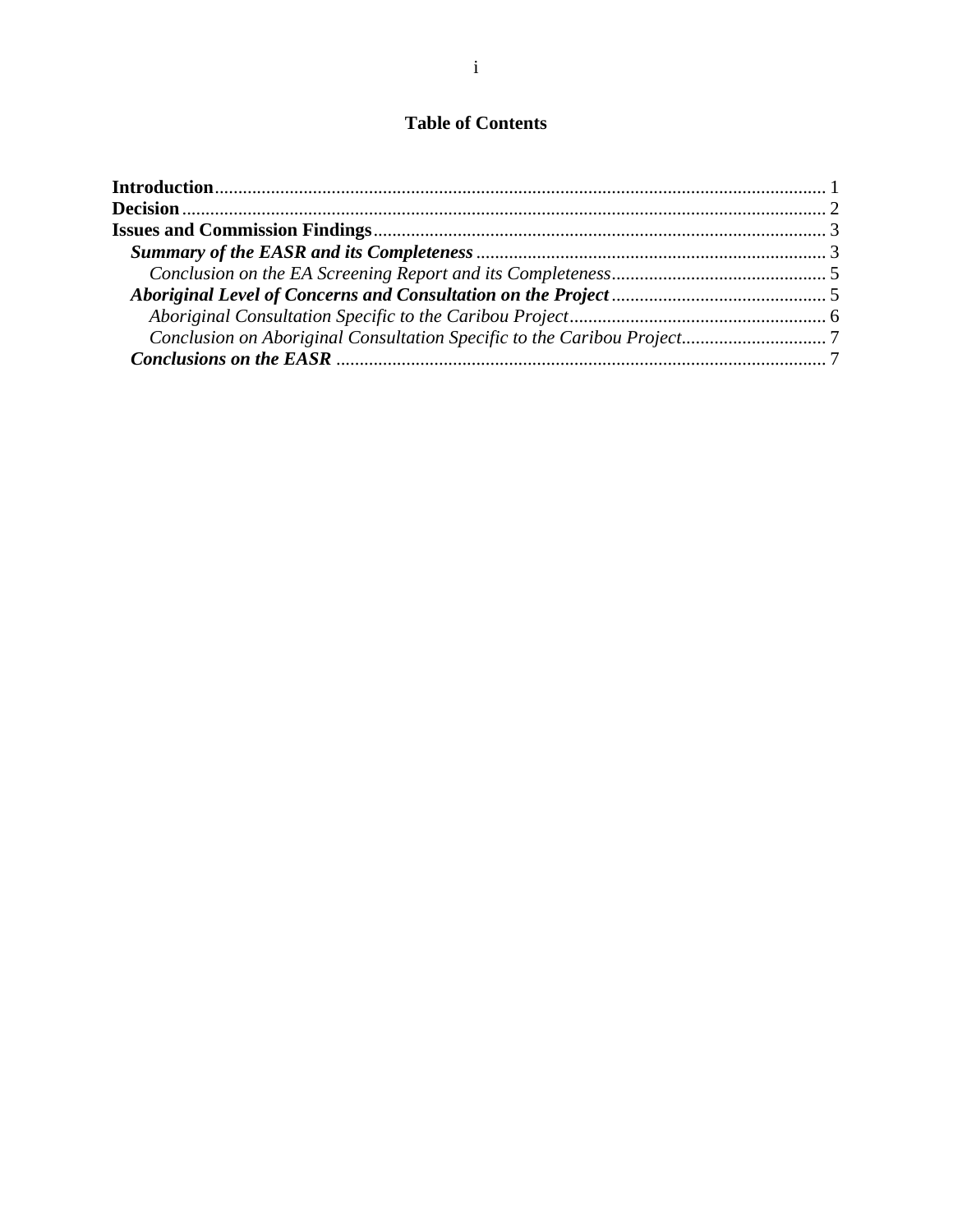## Table of Contents

**Introduction** ........................................................................................................................ 1
**Decision** ................................................................................................................................ 2
**Issues and Commission Findings** ....................................................................................... 3
  ***Summary of the EASR and its Completeness*** ............................................................... 3
    *Conclusion on the EA Screening Report and its Completeness* ................................. 5
  ***Aboriginal Level of Concerns and Consultation on the Project*** ................................. 5
    *Aboriginal Consultation Specific to the Caribou Project* ............................................ 6
    *Conclusion on Aboriginal Consultation Specific to the Caribou Project* ..................... 7
  ***Conclusions on the EASR*** ............................................................................................ 7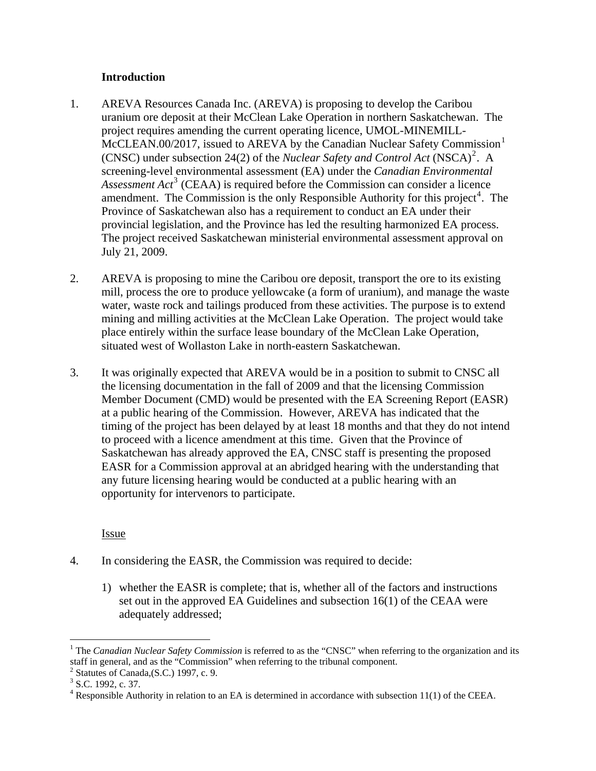**Introduction**

1. AREVA Resources Canada Inc. (AREVA) is proposing to develop the Caribou uranium ore deposit at their McClean Lake Operation in northern Saskatchewan. The project requires amending the current operating licence, UMOL-MINEMILL-McCLEAN.00/2017, issued to AREVA by the Canadian Nuclear Safety Commission[1] (CNSC) under subsection 24(2) of the *Nuclear Safety and Control Act* (NSCA)[2]. A screening-level environmental assessment (EA) under the *Canadian Environmental Assessment Act*[3] (CEAA) is required before the Commission can consider a licence amendment. The Commission is the only Responsible Authority for this project[4]. The Province of Saskatchewan also has a requirement to conduct an EA under their provincial legislation, and the Province has led the resulting harmonized EA process. The project received Saskatchewan ministerial environmental assessment approval on July 21, 2009.

2. AREVA is proposing to mine the Caribou ore deposit, transport the ore to its existing mill, process the ore to produce yellowcake (a form of uranium), and manage the waste water, waste rock and tailings produced from these activities. The purpose is to extend mining and milling activities at the McClean Lake Operation. The project would take place entirely within the surface lease boundary of the McClean Lake Operation, situated west of Wollaston Lake in north-eastern Saskatchewan.

3. It was originally expected that AREVA would be in a position to submit to CNSC all the licensing documentation in the fall of 2009 and that the licensing Commission Member Document (CMD) would be presented with the EA Screening Report (EASR) at a public hearing of the Commission. However, AREVA has indicated that the timing of the project has been delayed by at least 18 months and that they do not intend to proceed with a licence amendment at this time. Given that the Province of Saskatchewan has already approved the EA, CNSC staff is presenting the proposed EASR for a Commission approval at an abridged hearing with the understanding that any future licensing hearing would be conducted at a public hearing with an opportunity for intervenors to participate.

Issue

4. In considering the EASR, the Commission was required to decide:

   1) whether the EASR is complete; that is, whether all of the factors and instructions set out in the approved EA Guidelines and subsection 16(1) of the CEAA were adequately addressed;

---

[1] The *Canadian Nuclear Safety Commission* is referred to as the "CNSC" when referring to the organization and its staff in general, and as the "Commission" when referring to the tribunal component.

[2] Statutes of Canada,(S.C.) 1997, c. 9.

[3] S.C. 1992, c. 37.

[4] Responsible Authority in relation to an EA is determined in accordance with subsection 11(1) of the CEEA.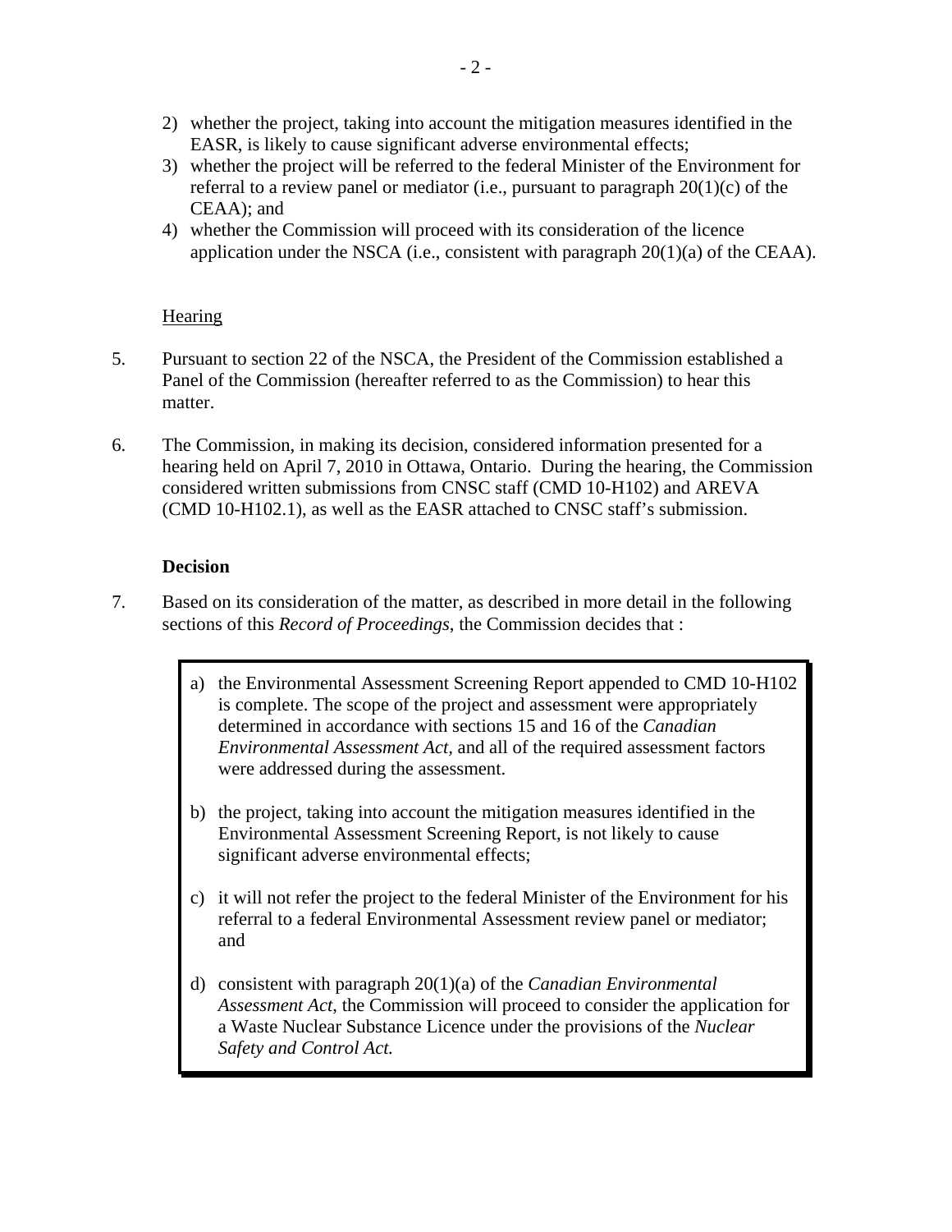2) whether the project, taking into account the mitigation measures identified in the EASR, is likely to cause significant adverse environmental effects;
3) whether the project will be referred to the federal Minister of the Environment for referral to a review panel or mediator (i.e., pursuant to paragraph 20(1)(c) of the CEAA); and
4) whether the Commission will proceed with its consideration of the licence application under the NSCA (i.e., consistent with paragraph 20(1)(a) of the CEAA).

Hearing

5. Pursuant to section 22 of the NSCA, the President of the Commission established a Panel of the Commission (hereafter referred to as the Commission) to hear this matter.

6. The Commission, in making its decision, considered information presented for a hearing held on April 7, 2010 in Ottawa, Ontario. During the hearing, the Commission considered written submissions from CNSC staff (CMD 10-H102) and AREVA (CMD 10-H102.1), as well as the EASR attached to CNSC staff's submission.

**Decision**

7. Based on its consideration of the matter, as described in more detail in the following sections of this *Record of Proceedings*, the Commission decides that :

> a) the Environmental Assessment Screening Report appended to CMD 10-H102 is complete. The scope of the project and assessment were appropriately determined in accordance with sections 15 and 16 of the *Canadian Environmental Assessment Act*, and all of the required assessment factors were addressed during the assessment.
>
> b) the project, taking into account the mitigation measures identified in the Environmental Assessment Screening Report, is not likely to cause significant adverse environmental effects;
>
> c) it will not refer the project to the federal Minister of the Environment for his referral to a federal Environmental Assessment review panel or mediator; and
>
> d) consistent with paragraph 20(1)(a) of the *Canadian Environmental Assessment Act*, the Commission will proceed to consider the application for a Waste Nuclear Substance Licence under the provisions of the *Nuclear Safety and Control Act.*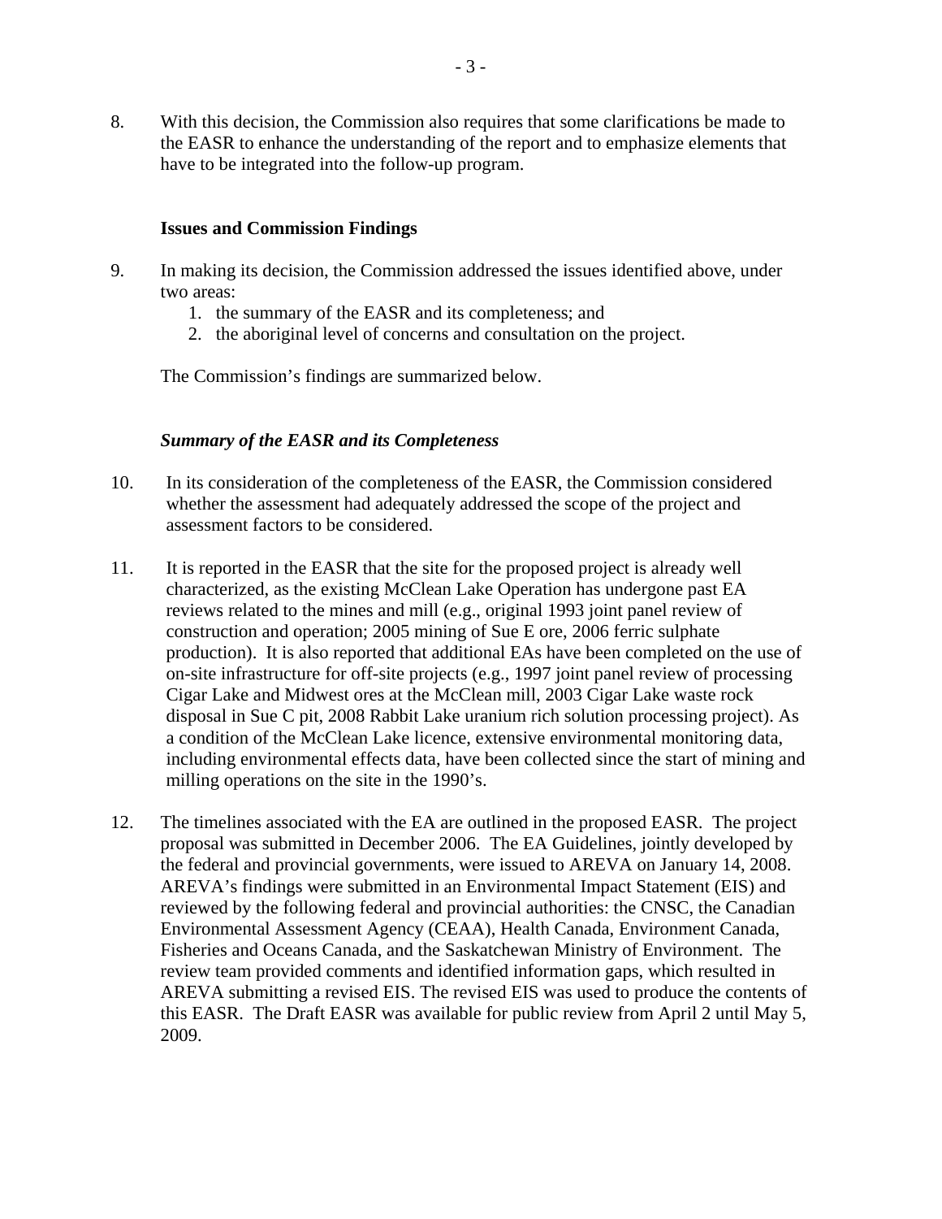8. With this decision, the Commission also requires that some clarifications be made to the EASR to enhance the understanding of the report and to emphasize elements that have to be integrated into the follow-up program.

**Issues and Commission Findings**

9. In making its decision, the Commission addressed the issues identified above, under two areas:
   1. the summary of the EASR and its completeness; and
   2. the aboriginal level of concerns and consultation on the project.

   The Commission's findings are summarized below.

***Summary of the EASR and its Completeness***

10. In its consideration of the completeness of the EASR, the Commission considered whether the assessment had adequately addressed the scope of the project and assessment factors to be considered.

11. It is reported in the EASR that the site for the proposed project is already well characterized, as the existing McClean Lake Operation has undergone past EA reviews related to the mines and mill (e.g., original 1993 joint panel review of construction and operation; 2005 mining of Sue E ore, 2006 ferric sulphate production). It is also reported that additional EAs have been completed on the use of on-site infrastructure for off-site projects (e.g., 1997 joint panel review of processing Cigar Lake and Midwest ores at the McClean mill, 2003 Cigar Lake waste rock disposal in Sue C pit, 2008 Rabbit Lake uranium rich solution processing project). As a condition of the McClean Lake licence, extensive environmental monitoring data, including environmental effects data, have been collected since the start of mining and milling operations on the site in the 1990's.

12. The timelines associated with the EA are outlined in the proposed EASR. The project proposal was submitted in December 2006. The EA Guidelines, jointly developed by the federal and provincial governments, were issued to AREVA on January 14, 2008. AREVA's findings were submitted in an Environmental Impact Statement (EIS) and reviewed by the following federal and provincial authorities: the CNSC, the Canadian Environmental Assessment Agency (CEAA), Health Canada, Environment Canada, Fisheries and Oceans Canada, and the Saskatchewan Ministry of Environment. The review team provided comments and identified information gaps, which resulted in AREVA submitting a revised EIS. The revised EIS was used to produce the contents of this EASR. The Draft EASR was available for public review from April 2 until May 5, 2009.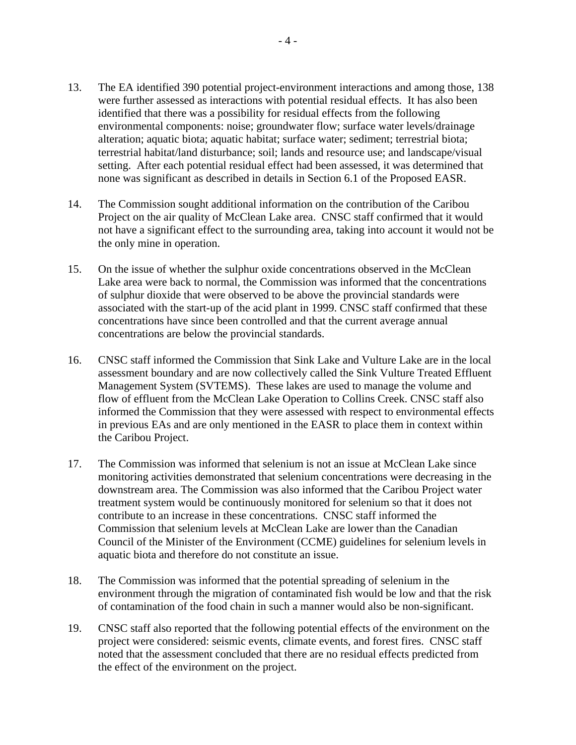13. The EA identified 390 potential project-environment interactions and among those, 138 were further assessed as interactions with potential residual effects. It has also been identified that there was a possibility for residual effects from the following environmental components: noise; groundwater flow; surface water levels/drainage alteration; aquatic biota; aquatic habitat; surface water; sediment; terrestrial biota; terrestrial habitat/land disturbance; soil; lands and resource use; and landscape/visual setting. After each potential residual effect had been assessed, it was determined that none was significant as described in details in Section 6.1 of the Proposed EASR.

14. The Commission sought additional information on the contribution of the Caribou Project on the air quality of McClean Lake area. CNSC staff confirmed that it would not have a significant effect to the surrounding area, taking into account it would not be the only mine in operation.

15. On the issue of whether the sulphur oxide concentrations observed in the McClean Lake area were back to normal, the Commission was informed that the concentrations of sulphur dioxide that were observed to be above the provincial standards were associated with the start-up of the acid plant in 1999. CNSC staff confirmed that these concentrations have since been controlled and that the current average annual concentrations are below the provincial standards.

16. CNSC staff informed the Commission that Sink Lake and Vulture Lake are in the local assessment boundary and are now collectively called the Sink Vulture Treated Effluent Management System (SVTEMS). These lakes are used to manage the volume and flow of effluent from the McClean Lake Operation to Collins Creek. CNSC staff also informed the Commission that they were assessed with respect to environmental effects in previous EAs and are only mentioned in the EASR to place them in context within the Caribou Project.

17. The Commission was informed that selenium is not an issue at McClean Lake since monitoring activities demonstrated that selenium concentrations were decreasing in the downstream area. The Commission was also informed that the Caribou Project water treatment system would be continuously monitored for selenium so that it does not contribute to an increase in these concentrations. CNSC staff informed the Commission that selenium levels at McClean Lake are lower than the Canadian Council of the Minister of the Environment (CCME) guidelines for selenium levels in aquatic biota and therefore do not constitute an issue.

18. The Commission was informed that the potential spreading of selenium in the environment through the migration of contaminated fish would be low and that the risk of contamination of the food chain in such a manner would also be non-significant.

19. CNSC staff also reported that the following potential effects of the environment on the project were considered: seismic events, climate events, and forest fires. CNSC staff noted that the assessment concluded that there are no residual effects predicted from the effect of the environment on the project.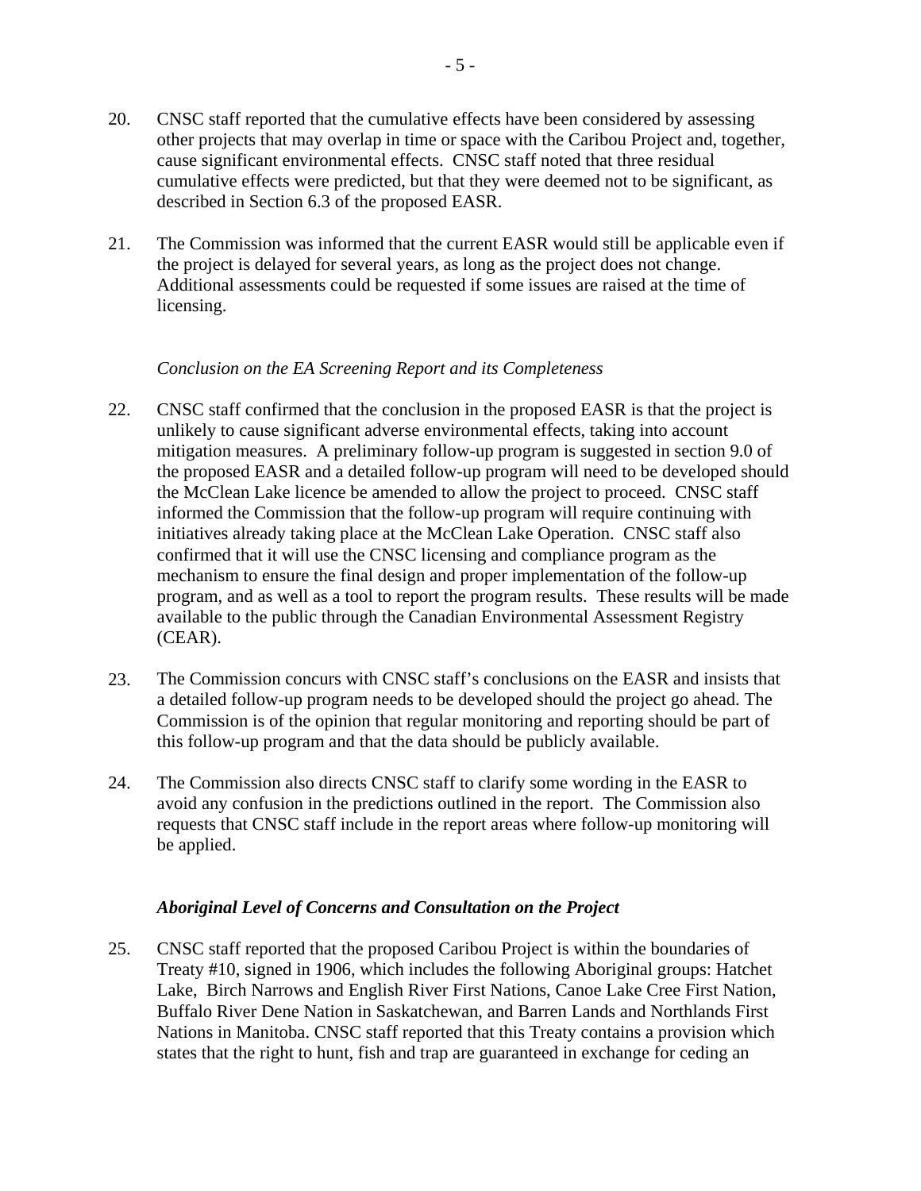20. CNSC staff reported that the cumulative effects have been considered by assessing other projects that may overlap in time or space with the Caribou Project and, together, cause significant environmental effects. CNSC staff noted that three residual cumulative effects were predicted, but that they were deemed not to be significant, as described in Section 6.3 of the proposed EASR.

21. The Commission was informed that the current EASR would still be applicable even if the project is delayed for several years, as long as the project does not change. Additional assessments could be requested if some issues are raised at the time of licensing.

*Conclusion on the EA Screening Report and its Completeness*

22. CNSC staff confirmed that the conclusion in the proposed EASR is that the project is unlikely to cause significant adverse environmental effects, taking into account mitigation measures. A preliminary follow-up program is suggested in section 9.0 of the proposed EASR and a detailed follow-up program will need to be developed should the McClean Lake licence be amended to allow the project to proceed. CNSC staff informed the Commission that the follow-up program will require continuing with initiatives already taking place at the McClean Lake Operation. CNSC staff also confirmed that it will use the CNSC licensing and compliance program as the mechanism to ensure the final design and proper implementation of the follow-up program, and as well as a tool to report the program results. These results will be made available to the public through the Canadian Environmental Assessment Registry (CEAR).

23. The Commission concurs with CNSC staff's conclusions on the EASR and insists that a detailed follow-up program needs to be developed should the project go ahead. The Commission is of the opinion that regular monitoring and reporting should be part of this follow-up program and that the data should be publicly available.

24. The Commission also directs CNSC staff to clarify some wording in the EASR to avoid any confusion in the predictions outlined in the report. The Commission also requests that CNSC staff include in the report areas where follow-up monitoring will be applied.

***Aboriginal Level of Concerns and Consultation on the Project***

25. CNSC staff reported that the proposed Caribou Project is within the boundaries of Treaty #10, signed in 1906, which includes the following Aboriginal groups: Hatchet Lake, Birch Narrows and English River First Nations, Canoe Lake Cree First Nation, Buffalo River Dene Nation in Saskatchewan, and Barren Lands and Northlands First Nations in Manitoba. CNSC staff reported that this Treaty contains a provision which states that the right to hunt, fish and trap are guaranteed in exchange for ceding an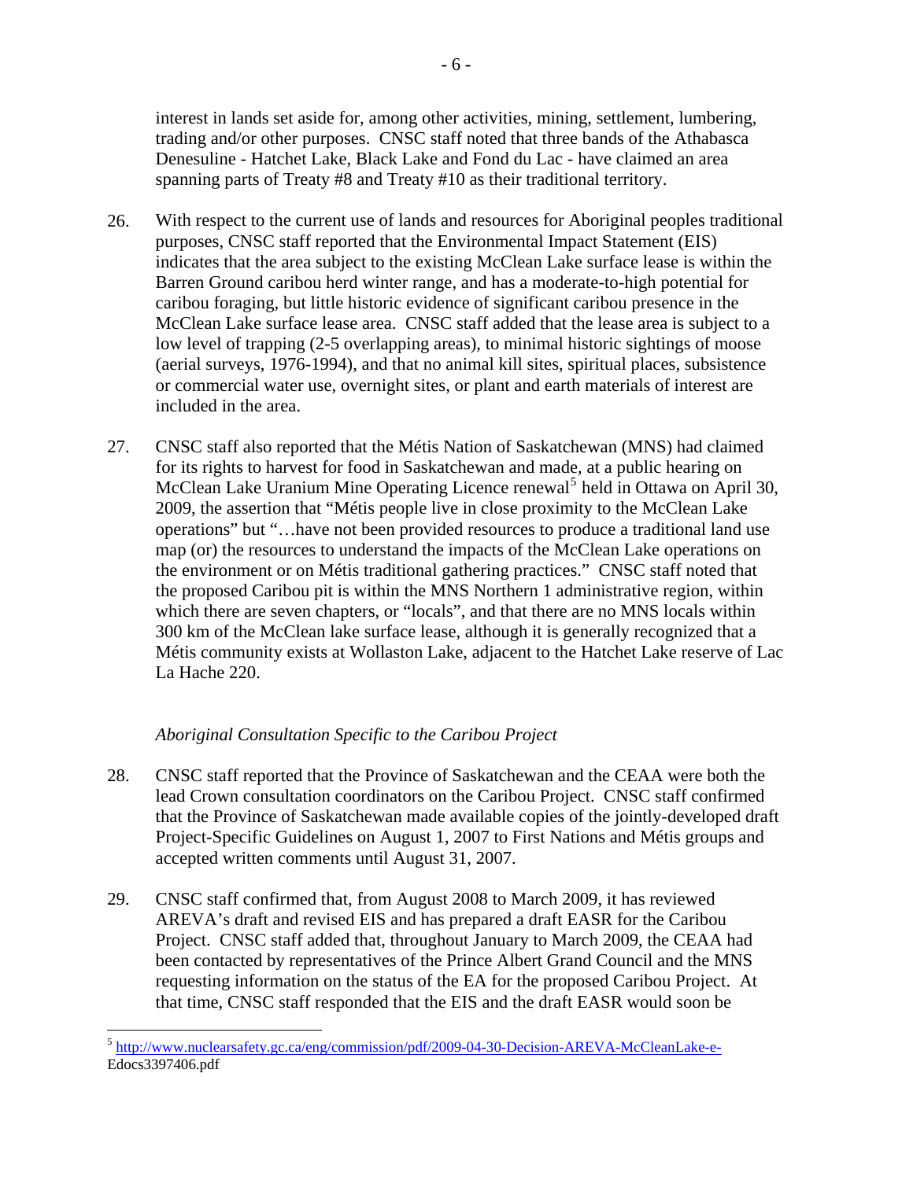interest in lands set aside for, among other activities, mining, settlement, lumbering, trading and/or other purposes. CNSC staff noted that three bands of the Athabasca Denesuline - Hatchet Lake, Black Lake and Fond du Lac - have claimed an area spanning parts of Treaty #8 and Treaty #10 as their traditional territory.

26. With respect to the current use of lands and resources for Aboriginal peoples traditional purposes, CNSC staff reported that the Environmental Impact Statement (EIS) indicates that the area subject to the existing McClean Lake surface lease is within the Barren Ground caribou herd winter range, and has a moderate-to-high potential for caribou foraging, but little historic evidence of significant caribou presence in the McClean Lake surface lease area. CNSC staff added that the lease area is subject to a low level of trapping (2-5 overlapping areas), to minimal historic sightings of moose (aerial surveys, 1976-1994), and that no animal kill sites, spiritual places, subsistence or commercial water use, overnight sites, or plant and earth materials of interest are included in the area.

27. CNSC staff also reported that the Métis Nation of Saskatchewan (MNS) had claimed for its rights to harvest for food in Saskatchewan and made, at a public hearing on McClean Lake Uranium Mine Operating Licence renewal[5] held in Ottawa on April 30, 2009, the assertion that "Métis people live in close proximity to the McClean Lake operations" but "…have not been provided resources to produce a traditional land use map (or) the resources to understand the impacts of the McClean Lake operations on the environment or on Métis traditional gathering practices." CNSC staff noted that the proposed Caribou pit is within the MNS Northern 1 administrative region, within which there are seven chapters, or "locals", and that there are no MNS locals within 300 km of the McClean lake surface lease, although it is generally recognized that a Métis community exists at Wollaston Lake, adjacent to the Hatchet Lake reserve of Lac La Hache 220.

*Aboriginal Consultation Specific to the Caribou Project*

28. CNSC staff reported that the Province of Saskatchewan and the CEAA were both the lead Crown consultation coordinators on the Caribou Project. CNSC staff confirmed that the Province of Saskatchewan made available copies of the jointly-developed draft Project-Specific Guidelines on August 1, 2007 to First Nations and Métis groups and accepted written comments until August 31, 2007.

29. CNSC staff confirmed that, from August 2008 to March 2009, it has reviewed AREVA's draft and revised EIS and has prepared a draft EASR for the Caribou Project. CNSC staff added that, throughout January to March 2009, the CEAA had been contacted by representatives of the Prince Albert Grand Council and the MNS requesting information on the status of the EA for the proposed Caribou Project. At that time, CNSC staff responded that the EIS and the draft EASR would soon be

---

[5] http://www.nuclearsafety.gc.ca/eng/commission/pdf/2009-04-30-Decision-AREVA-McCleanLake-e-Edocs3397406.pdf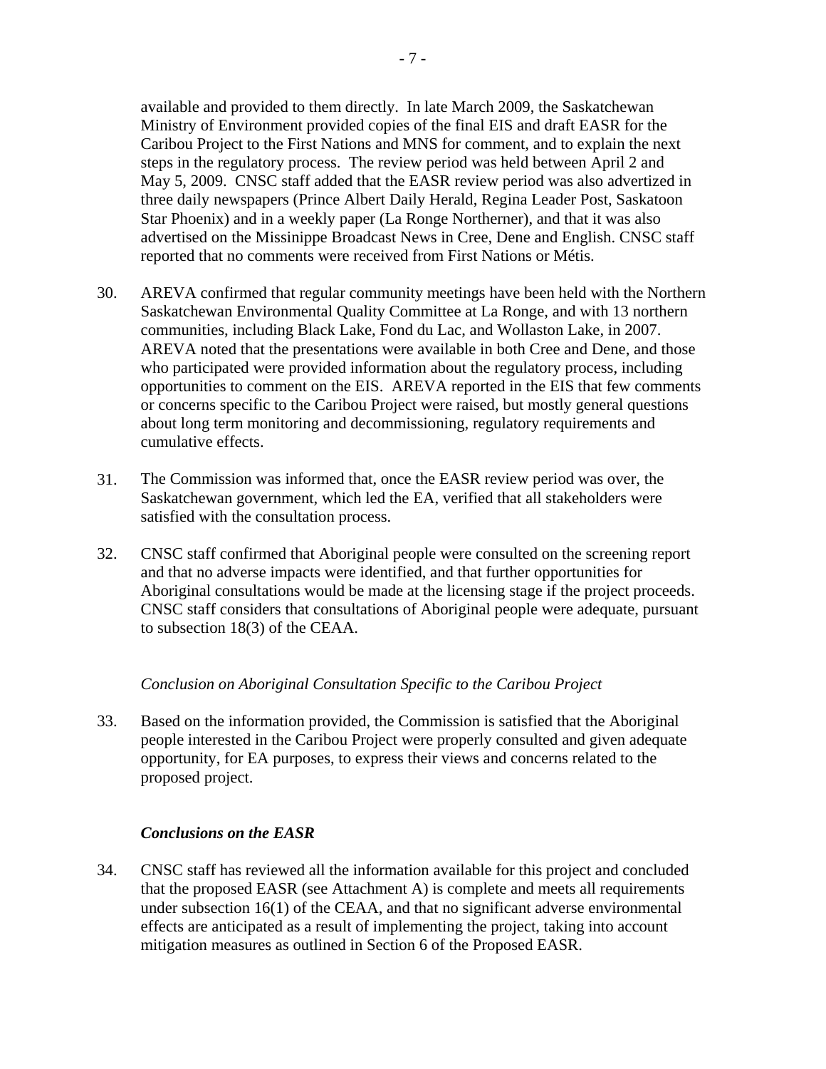available and provided to them directly. In late March 2009, the Saskatchewan Ministry of Environment provided copies of the final EIS and draft EASR for the Caribou Project to the First Nations and MNS for comment, and to explain the next steps in the regulatory process. The review period was held between April 2 and May 5, 2009. CNSC staff added that the EASR review period was also advertized in three daily newspapers (Prince Albert Daily Herald, Regina Leader Post, Saskatoon Star Phoenix) and in a weekly paper (La Ronge Northerner), and that it was also advertised on the Missinippe Broadcast News in Cree, Dene and English. CNSC staff reported that no comments were received from First Nations or Métis.

30. AREVA confirmed that regular community meetings have been held with the Northern Saskatchewan Environmental Quality Committee at La Ronge, and with 13 northern communities, including Black Lake, Fond du Lac, and Wollaston Lake, in 2007. AREVA noted that the presentations were available in both Cree and Dene, and those who participated were provided information about the regulatory process, including opportunities to comment on the EIS. AREVA reported in the EIS that few comments or concerns specific to the Caribou Project were raised, but mostly general questions about long term monitoring and decommissioning, regulatory requirements and cumulative effects.

31. The Commission was informed that, once the EASR review period was over, the Saskatchewan government, which led the EA, verified that all stakeholders were satisfied with the consultation process.

32. CNSC staff confirmed that Aboriginal people were consulted on the screening report and that no adverse impacts were identified, and that further opportunities for Aboriginal consultations would be made at the licensing stage if the project proceeds. CNSC staff considers that consultations of Aboriginal people were adequate, pursuant to subsection 18(3) of the CEAA.

*Conclusion on Aboriginal Consultation Specific to the Caribou Project*

33. Based on the information provided, the Commission is satisfied that the Aboriginal people interested in the Caribou Project were properly consulted and given adequate opportunity, for EA purposes, to express their views and concerns related to the proposed project.

### *Conclusions on the EASR*

34. CNSC staff has reviewed all the information available for this project and concluded that the proposed EASR (see Attachment A) is complete and meets all requirements under subsection 16(1) of the CEAA, and that no significant adverse environmental effects are anticipated as a result of implementing the project, taking into account mitigation measures as outlined in Section 6 of the Proposed EASR.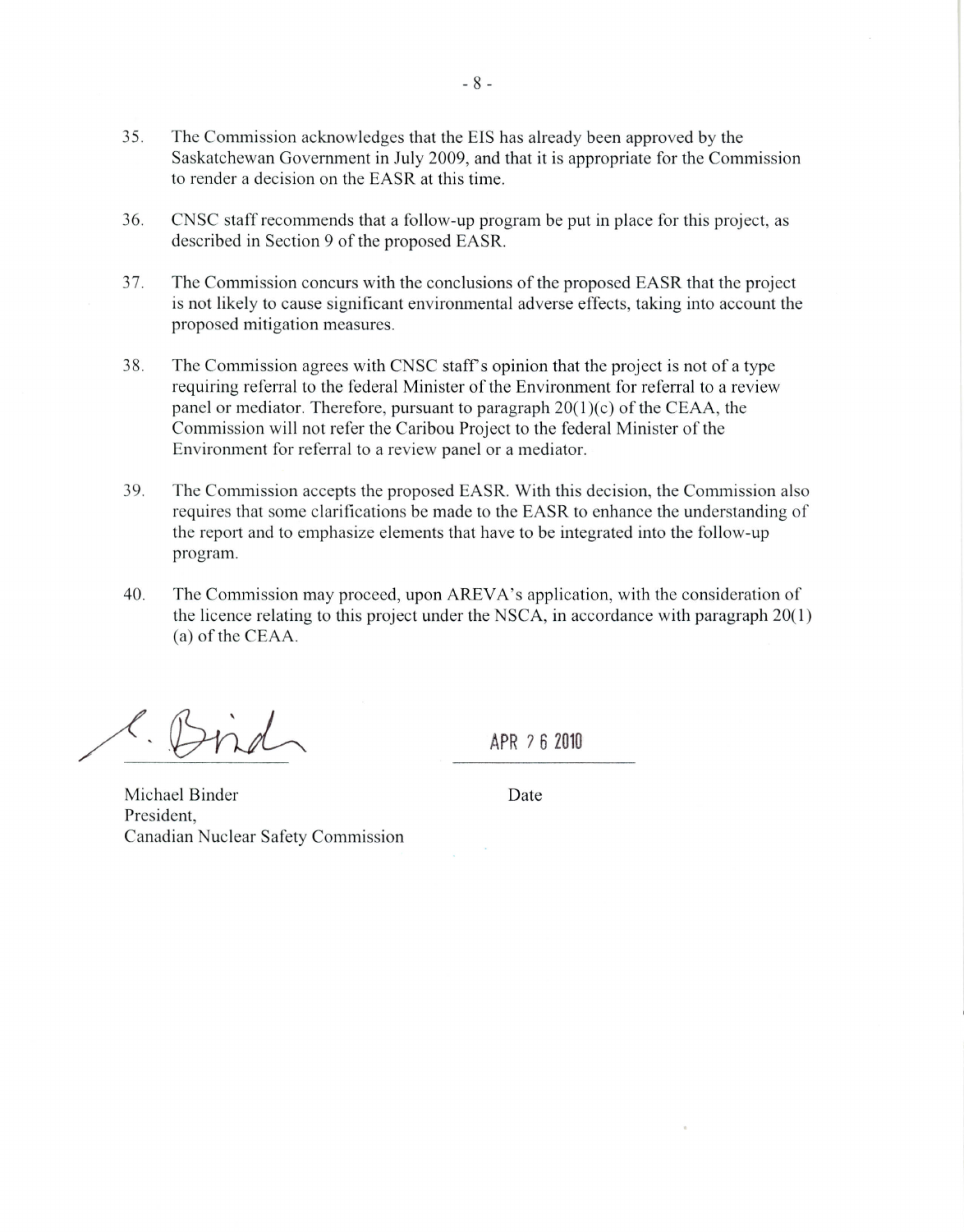35. The Commission acknowledges that the EIS has already been approved by the Saskatchewan Government in July 2009, and that it is appropriate for the Commission to render a decision on the EASR at this time.

36. CNSC staff recommends that a follow-up program be put in place for this project, as described in Section 9 of the proposed EASR.

37. The Commission concurs with the conclusions of the proposed EASR that the project is not likely to cause significant environmental adverse effects, taking into account the proposed mitigation measures.

38. The Commission agrees with CNSC staff's opinion that the project is not of a type requiring referral to the federal Minister of the Environment for referral to a review panel or mediator. Therefore, pursuant to paragraph 20(1)(c) of the CEAA, the Commission will not refer the Caribou Project to the federal Minister of the Environment for referral to a review panel or a mediator.

39. The Commission accepts the proposed EASR. With this decision, the Commission also requires that some clarifications be made to the EASR to enhance the understanding of the report and to emphasize elements that have to be integrated into the follow-up program.

40. The Commission may proceed, upon AREVA's application, with the consideration of the licence relating to this project under the NSCA, in accordance with paragraph 20(1)(a) of the CEAA.

APR 26 2010

Michael Binder
President,
Canadian Nuclear Safety Commission

Date